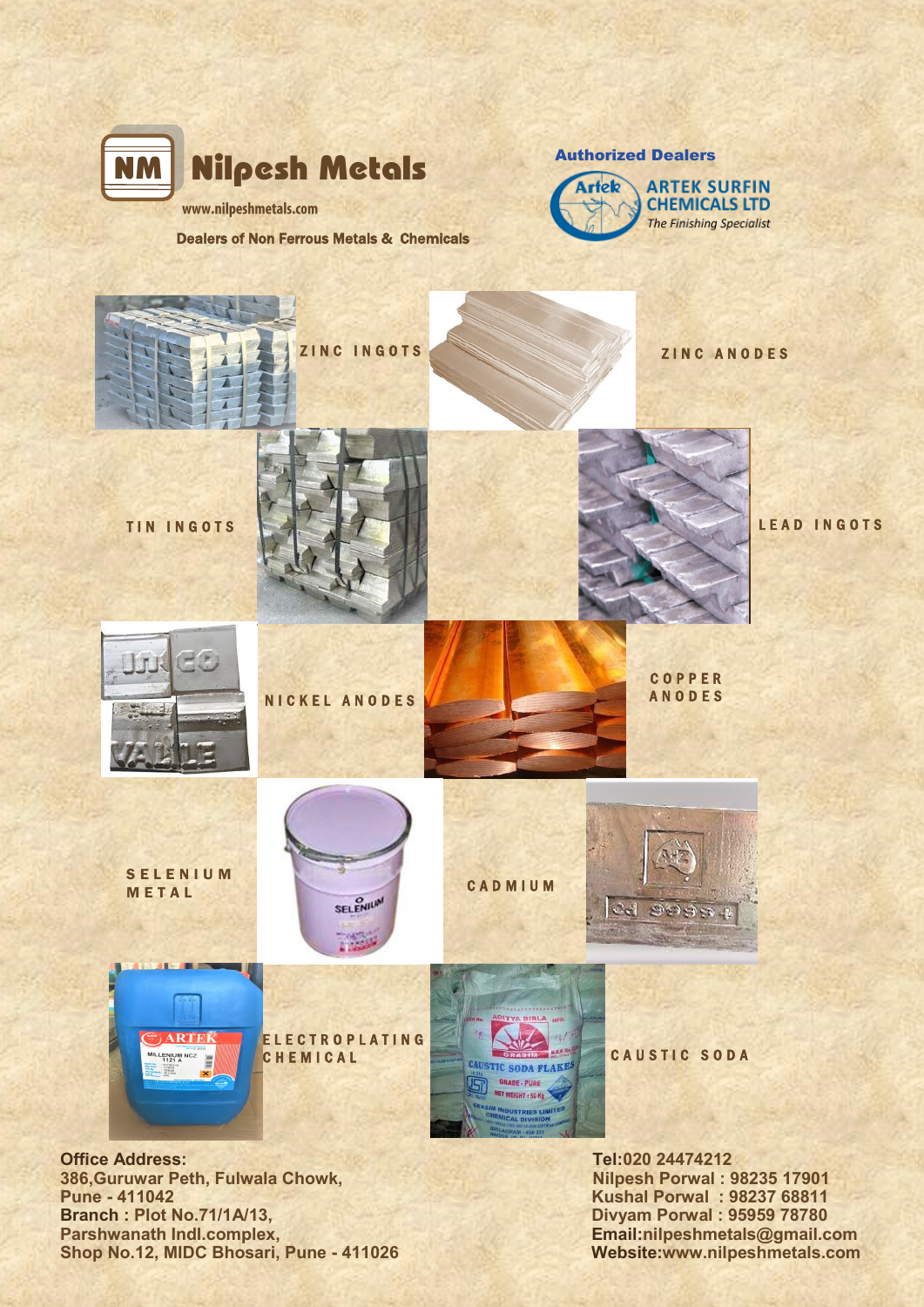# NM Nilpesh Metals

www.nilpeshmetals.com

**Dealers of Non Ferrous Metals & Chemicals**

**Authorized Dealers**

**ARTEK SURFIN CHEMICALS LTD**

*The Finishing Specialist*

ZINC INGOTS

ZINC ANODES

TIN INGOTS

LEAD INGOTS

NICKEL ANODES

COPPER ANODES

SELENIUM METAL

CADMIUM

ELECTROPLATING CHEMICAL

CAUSTIC SODA

**Office Address:**
**386,Guruwar Peth, Fulwala Chowk,**
**Pune - 411042**
**Branch : Plot No.71/1A/13,**
**Parshwanath Indl.complex,**
**Shop No.12, MIDC Bhosari, Pune - 411026**

**Tel:020 24474212**
**Nilpesh Porwal : 98235 17901**
**Kushal Porwal : 98237 68811**
**Divyam Porwal : 95959 78780**
**Email:nilpeshmetals@gmail.com**
**Website:www.nilpeshmetals.com**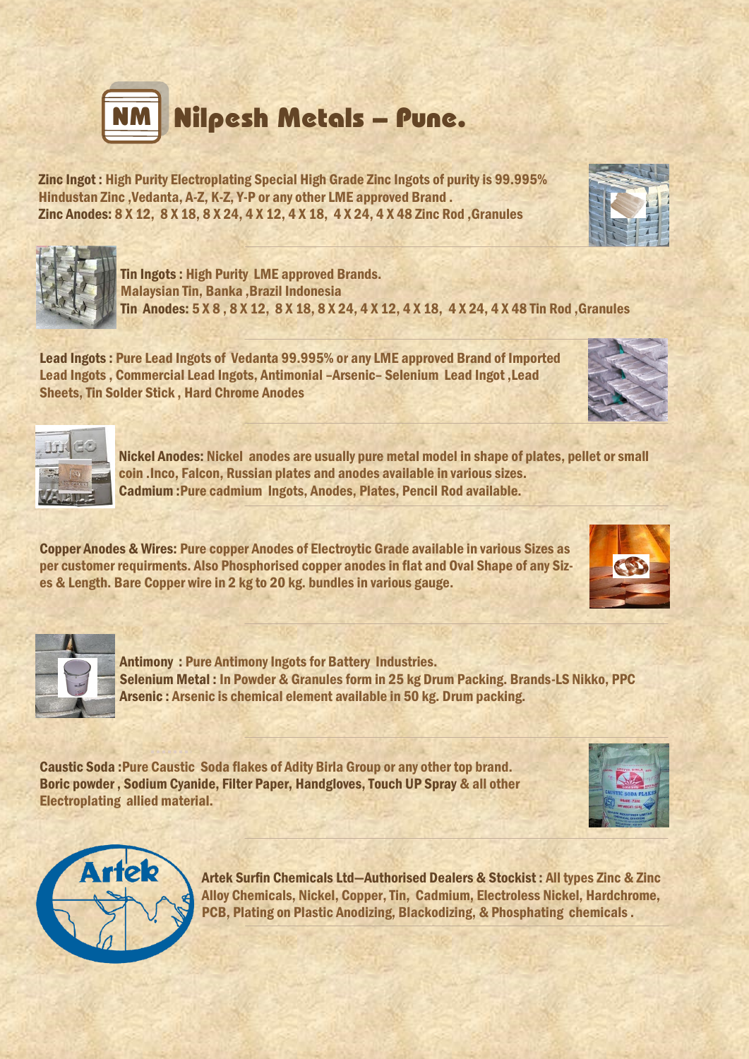# Nilpesh Metals – Pune.

**Zinc Ingot :** High Purity Electroplating Special High Grade Zinc Ingots of purity is 99.995% Hindustan Zinc ,Vedanta, A-Z, K-Z, Y-P or any other LME approved Brand .
**Zinc Anodes:** 8 X 12, 8 X 18, 8 X 24, 4 X 12, 4 X 18, 4 X 24, 4 X 48 Zinc Rod ,Granules

**Tin Ingots :** High Purity LME approved Brands.
Malaysian Tin, Banka ,Brazil Indonesia
**Tin Anodes:** 5 X 8 , 8 X 12, 8 X 18, 8 X 24, 4 X 12, 4 X 18, 4 X 24, 4 X 48 Tin Rod ,Granules

**Lead Ingots :** Pure Lead Ingots of Vedanta 99.995% or any LME approved Brand of Imported Lead Ingots , Commercial Lead Ingots, Antimonial –Arsenic– Selenium Lead Ingot ,Lead Sheets, Tin Solder Stick , Hard Chrome Anodes

**Nickel Anodes:** Nickel anodes are usually pure metal model in shape of plates, pellet or small coin .Inco, Falcon, Russian plates and anodes available in various sizes.
**Cadmium :**Pure cadmium Ingots, Anodes, Plates, Pencil Rod available.

**Copper Anodes & Wires:** Pure copper Anodes of Electroytic Grade available in various Sizes as per customer requirments. Also Phosphorised copper anodes in flat and Oval Shape of any Sizes & Length. Bare Copper wire in 2 kg to 20 kg. bundles in various gauge.

**Antimony :** Pure Antimony Ingots for Battery Industries.
**Selenium Metal :** In Powder & Granules form in 25 kg Drum Packing. Brands-LS Nikko, PPC
**Arsenic :** Arsenic is chemical element available in 50 kg. Drum packing.

**Caustic Soda :**Pure Caustic Soda flakes of Adity Birla Group or any other top brand.
**Boric powder , Sodium Cyanide, Filter Paper, Handgloves, Touch UP Spray** & all other Electroplating allied material.

**Artek Surfin Chemicals Ltd—Authorised Dealers & Stockist :** All types Zinc & Zinc Alloy Chemicals, Nickel, Copper, Tin, Cadmium, Electroless Nickel, Hardchrome, PCB, Plating on Plastic Anodizing, Blackodizing, & Phosphating chemicals .